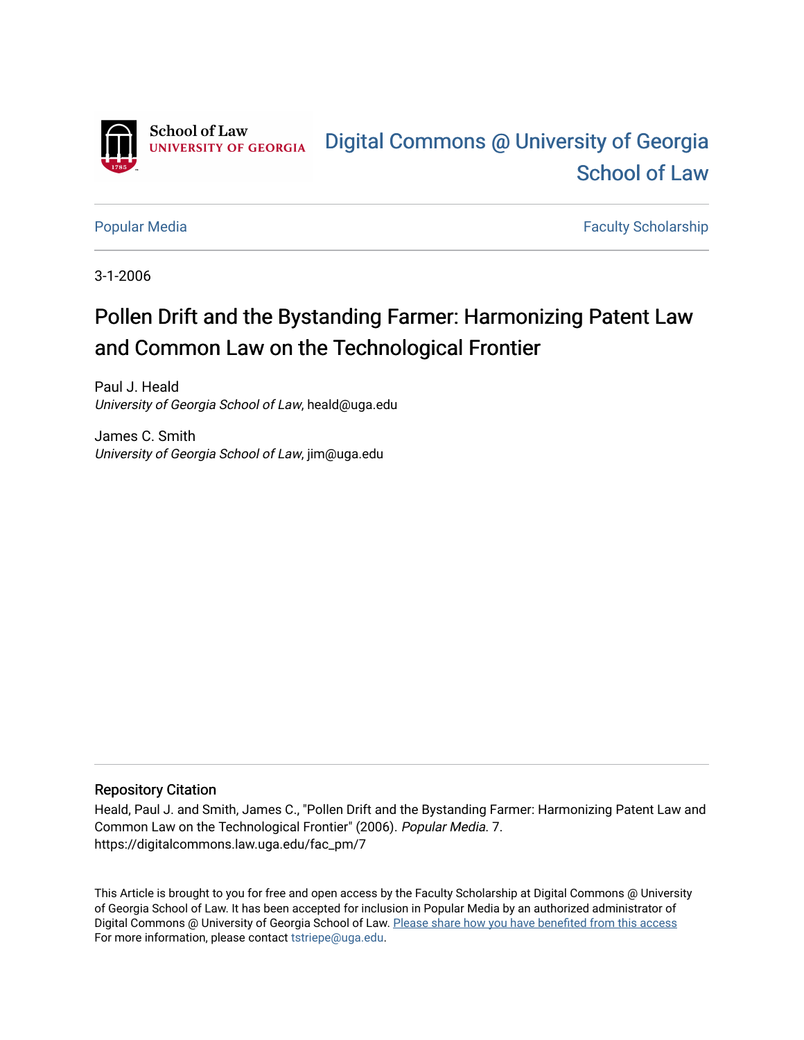School of Law
UNIVERSITY OF GEORGIA

Digital Commons @ University of Georgia School of Law

Popular Media | Faculty Scholarship

3-1-2006

# Pollen Drift and the Bystanding Farmer: Harmonizing Patent Law and Common Law on the Technological Frontier

Paul J. Heald
*University of Georgia School of Law*, heald@uga.edu

James C. Smith
*University of Georgia School of Law*, jim@uga.edu

## Repository Citation

Heald, Paul J. and Smith, James C., "Pollen Drift and the Bystanding Farmer: Harmonizing Patent Law and Common Law on the Technological Frontier" (2006). *Popular Media*. 7.
https://digitalcommons.law.uga.edu/fac_pm/7

This Article is brought to you for free and open access by the Faculty Scholarship at Digital Commons @ University of Georgia School of Law. It has been accepted for inclusion in Popular Media by an authorized administrator of Digital Commons @ University of Georgia School of Law. Please share how you have benefited from this access
For more information, please contact tstriepe@uga.edu.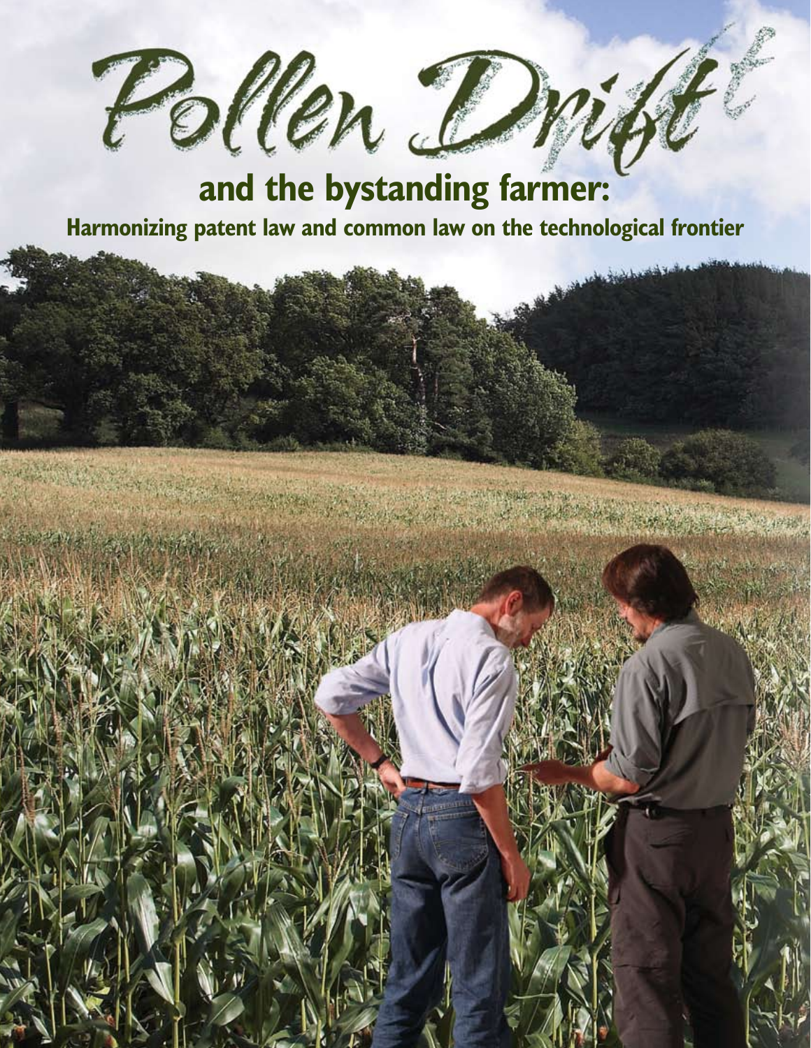# Pollen Drift

## and the bystanding farmer:

### Harmonizing patent law and common law on the technological frontier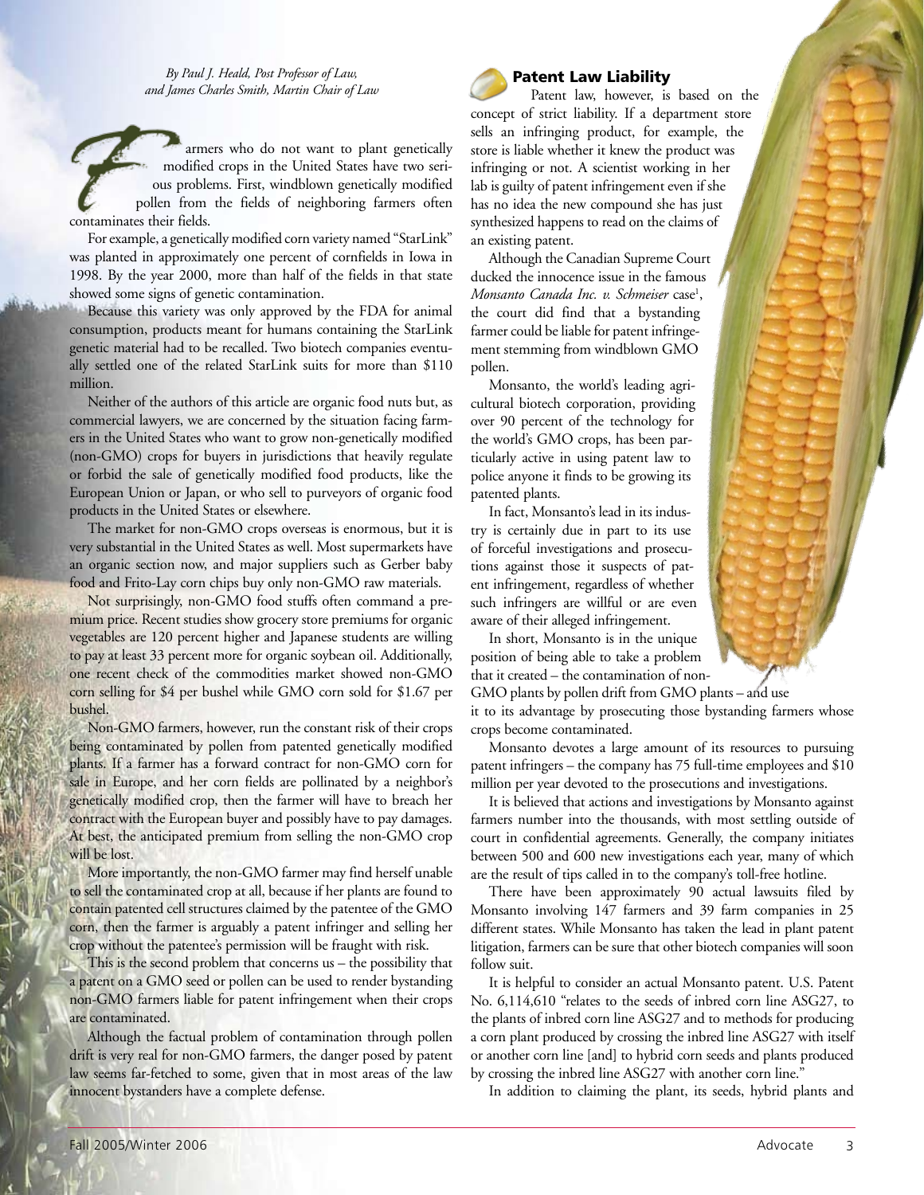*By Paul J. Heald, Post Professor of Law, and James Charles Smith, Martin Chair of Law*

Farmers who do not want to plant genetically modified crops in the United States have two serious problems. First, windblown genetically modified pollen from the fields of neighboring farmers often contaminates their fields.

For example, a genetically modified corn variety named "StarLink" was planted in approximately one percent of cornfields in Iowa in 1998. By the year 2000, more than half of the fields in that state showed some signs of genetic contamination.

Because this variety was only approved by the FDA for animal consumption, products meant for humans containing the StarLink genetic material had to be recalled. Two biotech companies eventually settled one of the related StarLink suits for more than $110 million.

Neither of the authors of this article are organic food nuts but, as commercial lawyers, we are concerned by the situation facing farmers in the United States who want to grow non-genetically modified (non-GMO) crops for buyers in jurisdictions that heavily regulate or forbid the sale of genetically modified food products, like the European Union or Japan, or who sell to purveyors of organic food products in the United States or elsewhere.

The market for non-GMO crops overseas is enormous, but it is very substantial in the United States as well. Most supermarkets have an organic section now, and major suppliers such as Gerber baby food and Frito-Lay corn chips buy only non-GMO raw materials.

Not surprisingly, non-GMO food stuffs often command a premium price. Recent studies show grocery store premiums for organic vegetables are 120 percent higher and Japanese students are willing to pay at least 33 percent more for organic soybean oil. Additionally, one recent check of the commodities market showed non-GMO corn selling for $4 per bushel while GMO corn sold for $1.67 per bushel.

Non-GMO farmers, however, run the constant risk of their crops being contaminated by pollen from patented genetically modified plants. If a farmer has a forward contract for non-GMO corn for sale in Europe, and her corn fields are pollinated by a neighbor's genetically modified crop, then the farmer will have to breach her contract with the European buyer and possibly have to pay damages. At best, the anticipated premium from selling the non-GMO crop will be lost.

More importantly, the non-GMO farmer may find herself unable to sell the contaminated crop at all, because if her plants are found to contain patented cell structures claimed by the patentee of the GMO corn, then the farmer is arguably a patent infringer and selling her crop without the patentee's permission will be fraught with risk.

This is the second problem that concerns us – the possibility that a patent on a GMO seed or pollen can be used to render bystanding non-GMO farmers liable for patent infringement when their crops are contaminated.

Although the factual problem of contamination through pollen drift is very real for non-GMO farmers, the danger posed by patent law seems far-fetched to some, given that in most areas of the law innocent bystanders have a complete defense.

## Patent Law Liability

Patent law, however, is based on the concept of strict liability. If a department store sells an infringing product, for example, the store is liable whether it knew the product was infringing or not. A scientist working in her lab is guilty of patent infringement even if she has no idea the new compound she has just synthesized happens to read on the claims of an existing patent.

Although the Canadian Supreme Court ducked the innocence issue in the famous *Monsanto Canada Inc. v. Schmeiser* case[1], the court did find that a bystanding farmer could be liable for patent infringement stemming from windblown GMO pollen.

Monsanto, the world's leading agricultural biotech corporation, providing over 90 percent of the technology for the world's GMO crops, has been particularly active in using patent law to police anyone it finds to be growing its patented plants.

In fact, Monsanto's lead in its industry is certainly due in part to its use of forceful investigations and prosecutions against those it suspects of patent infringement, regardless of whether such infringers are willful or are even aware of their alleged infringement.

In short, Monsanto is in the unique position of being able to take a problem that it created – the contamination of non-GMO plants by pollen drift from GMO plants – and use it to its advantage by prosecuting those bystanding farmers whose crops become contaminated.

Monsanto devotes a large amount of its resources to pursuing patent infringers – the company has 75 full-time employees and $10 million per year devoted to the prosecutions and investigations.

It is believed that actions and investigations by Monsanto against farmers number into the thousands, with most settling outside of court in confidential agreements. Generally, the company initiates between 500 and 600 new investigations each year, many of which are the result of tips called in to the company's toll-free hotline.

There have been approximately 90 actual lawsuits filed by Monsanto involving 147 farmers and 39 farm companies in 25 different states. While Monsanto has taken the lead in plant patent litigation, farmers can be sure that other biotech companies will soon follow suit.

It is helpful to consider an actual Monsanto patent. U.S. Patent No. 6,114,610 "relates to the seeds of inbred corn line ASG27, to the plants of inbred corn line ASG27 and to methods for producing a corn plant produced by crossing the inbred line ASG27 with itself or another corn line [and] to hybrid corn seeds and plants produced by crossing the inbred line ASG27 with another corn line."

In addition to claiming the plant, its seeds, hybrid plants and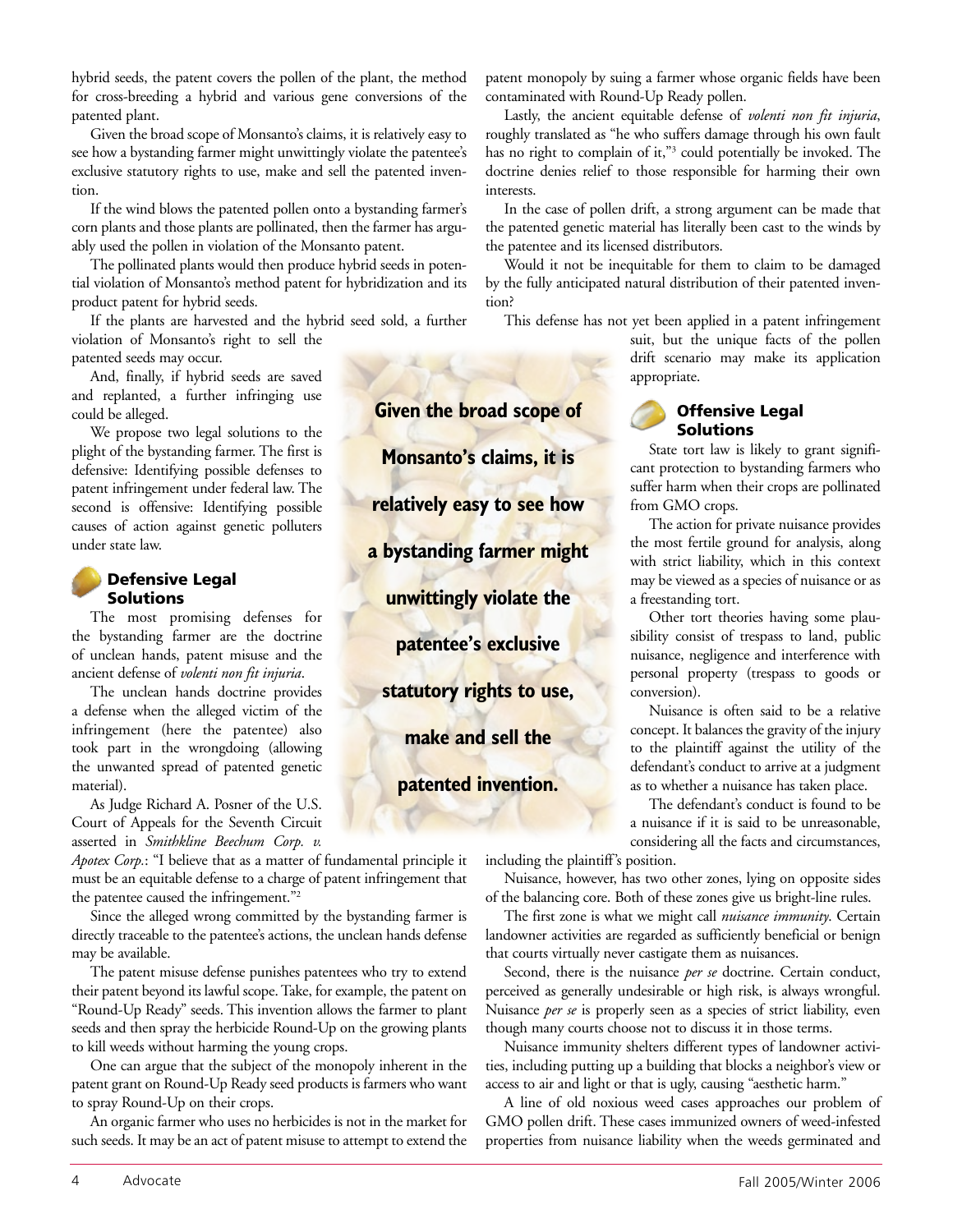hybrid seeds, the patent covers the pollen of the plant, the method for cross-breeding a hybrid and various gene conversions of the patented plant.

Given the broad scope of Monsanto's claims, it is relatively easy to see how a bystanding farmer might unwittingly violate the patentee's exclusive statutory rights to use, make and sell the patented invention.

If the wind blows the patented pollen onto a bystanding farmer's corn plants and those plants are pollinated, then the farmer has arguably used the pollen in violation of the Monsanto patent.

The pollinated plants would then produce hybrid seeds in potential violation of Monsanto's method patent for hybridization and its product patent for hybrid seeds.

If the plants are harvested and the hybrid seed sold, a further violation of Monsanto's right to sell the patented seeds may occur.

And, finally, if hybrid seeds are saved and replanted, a further infringing use could be alleged.

We propose two legal solutions to the plight of the bystanding farmer. The first is defensive: Identifying possible defenses to patent infringement under federal law. The second is offensive: Identifying possible causes of action against genetic polluters under state law.

**Given the broad scope of Monsanto's claims, it is relatively easy to see how a bystanding farmer might unwittingly violate the patentee's exclusive statutory rights to use, make and sell the patented invention.**

## Defensive Legal Solutions

The most promising defenses for the bystanding farmer are the doctrine of unclean hands, patent misuse and the ancient defense of *volenti non fit injuria*.

The unclean hands doctrine provides a defense when the alleged victim of the infringement (here the patentee) also took part in the wrongdoing (allowing the unwanted spread of patented genetic material).

As Judge Richard A. Posner of the U.S. Court of Appeals for the Seventh Circuit asserted in *Smithkline Beechum Corp. v. Apotex Corp.*: "I believe that as a matter of fundamental principle it must be an equitable defense to a charge of patent infringement that the patentee caused the infringement."[2]

Since the alleged wrong committed by the bystanding farmer is directly traceable to the patentee's actions, the unclean hands defense may be available.

The patent misuse defense punishes patentees who try to extend their patent beyond its lawful scope. Take, for example, the patent on "Round-Up Ready" seeds. This invention allows the farmer to plant seeds and then spray the herbicide Round-Up on the growing plants to kill weeds without harming the young crops.

One can argue that the subject of the monopoly inherent in the patent grant on Round-Up Ready seed products is farmers who want to spray Round-Up on their crops.

An organic farmer who uses no herbicides is not in the market for such seeds. It may be an act of patent misuse to attempt to extend the patent monopoly by suing a farmer whose organic fields have been contaminated with Round-Up Ready pollen.

Lastly, the ancient equitable defense of *volenti non fit injuria*, roughly translated as "he who suffers damage through his own fault has no right to complain of it,"[3] could potentially be invoked. The doctrine denies relief to those responsible for harming their own interests.

In the case of pollen drift, a strong argument can be made that the patented genetic material has literally been cast to the winds by the patentee and its licensed distributors.

Would it not be inequitable for them to claim to be damaged by the fully anticipated natural distribution of their patented invention?

This defense has not yet been applied in a patent infringement suit, but the unique facts of the pollen drift scenario may make its application appropriate.

## Offensive Legal Solutions

State tort law is likely to grant significant protection to bystanding farmers who suffer harm when their crops are pollinated from GMO crops.

The action for private nuisance provides the most fertile ground for analysis, along with strict liability, which in this context may be viewed as a species of nuisance or as a freestanding tort.

Other tort theories having some plausibility consist of trespass to land, public nuisance, negligence and interference with personal property (trespass to goods or conversion).

Nuisance is often said to be a relative concept. It balances the gravity of the injury to the plaintiff against the utility of the defendant's conduct to arrive at a judgment as to whether a nuisance has taken place.

The defendant's conduct is found to be a nuisance if it is said to be unreasonable, considering all the facts and circumstances, including the plaintiff's position.

Nuisance, however, has two other zones, lying on opposite sides of the balancing core. Both of these zones give us bright-line rules.

The first zone is what we might call *nuisance immunity*. Certain landowner activities are regarded as sufficiently beneficial or benign that courts virtually never castigate them as nuisances.

Second, there is the nuisance *per se* doctrine. Certain conduct, perceived as generally undesirable or high risk, is always wrongful. Nuisance *per se* is properly seen as a species of strict liability, even though many courts choose not to discuss it in those terms.

Nuisance immunity shelters different types of landowner activities, including putting up a building that blocks a neighbor's view or access to air and light or that is ugly, causing "aesthetic harm."

A line of old noxious weed cases approaches our problem of GMO pollen drift. These cases immunized owners of weed-infested properties from nuisance liability when the weeds germinated and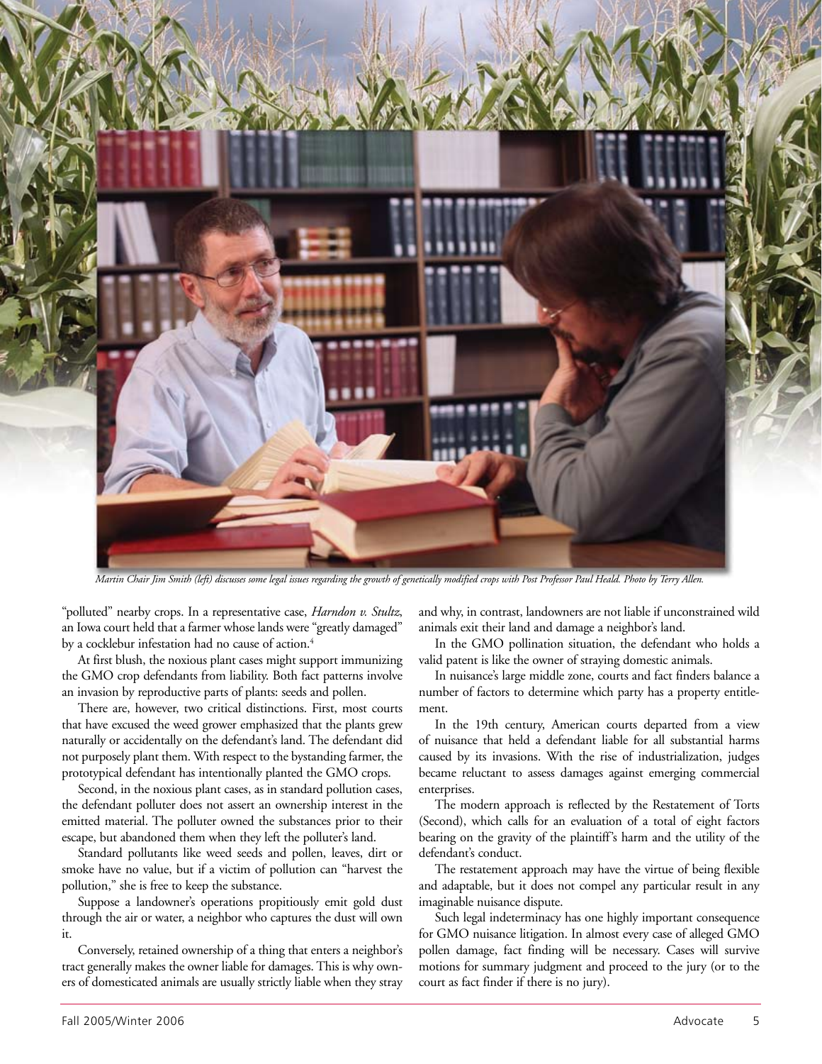*Martin Chair Jim Smith (left) discusses some legal issues regarding the growth of genetically modified crops with Post Professor Paul Heald. Photo by Terry Allen.*

"polluted" nearby crops. In a representative case, *Harndon v. Stultz*, an Iowa court held that a farmer whose lands were "greatly damaged" by a cocklebur infestation had no cause of action.[4]

At first blush, the noxious plant cases might support immunizing the GMO crop defendants from liability. Both fact patterns involve an invasion by reproductive parts of plants: seeds and pollen.

There are, however, two critical distinctions. First, most courts that have excused the weed grower emphasized that the plants grew naturally or accidentally on the defendant's land. The defendant did not purposely plant them. With respect to the bystanding farmer, the prototypical defendant has intentionally planted the GMO crops.

Second, in the noxious plant cases, as in standard pollution cases, the defendant polluter does not assert an ownership interest in the emitted material. The polluter owned the substances prior to their escape, but abandoned them when they left the polluter's land.

Standard pollutants like weed seeds and pollen, leaves, dirt or smoke have no value, but if a victim of pollution can "harvest the pollution," she is free to keep the substance.

Suppose a landowner's operations propitiously emit gold dust through the air or water, a neighbor who captures the dust will own it.

Conversely, retained ownership of a thing that enters a neighbor's tract generally makes the owner liable for damages. This is why owners of domesticated animals are usually strictly liable when they stray and why, in contrast, landowners are not liable if unconstrained wild animals exit their land and damage a neighbor's land.

In the GMO pollination situation, the defendant who holds a valid patent is like the owner of straying domestic animals.

In nuisance's large middle zone, courts and fact finders balance a number of factors to determine which party has a property entitlement.

In the 19th century, American courts departed from a view of nuisance that held a defendant liable for all substantial harms caused by its invasions. With the rise of industrialization, judges became reluctant to assess damages against emerging commercial enterprises.

The modern approach is reflected by the Restatement of Torts (Second), which calls for an evaluation of a total of eight factors bearing on the gravity of the plaintiff's harm and the utility of the defendant's conduct.

The restatement approach may have the virtue of being flexible and adaptable, but it does not compel any particular result in any imaginable nuisance dispute.

Such legal indeterminacy has one highly important consequence for GMO nuisance litigation. In almost every case of alleged GMO pollen damage, fact finding will be necessary. Cases will survive motions for summary judgment and proceed to the jury (or to the court as fact finder if there is no jury).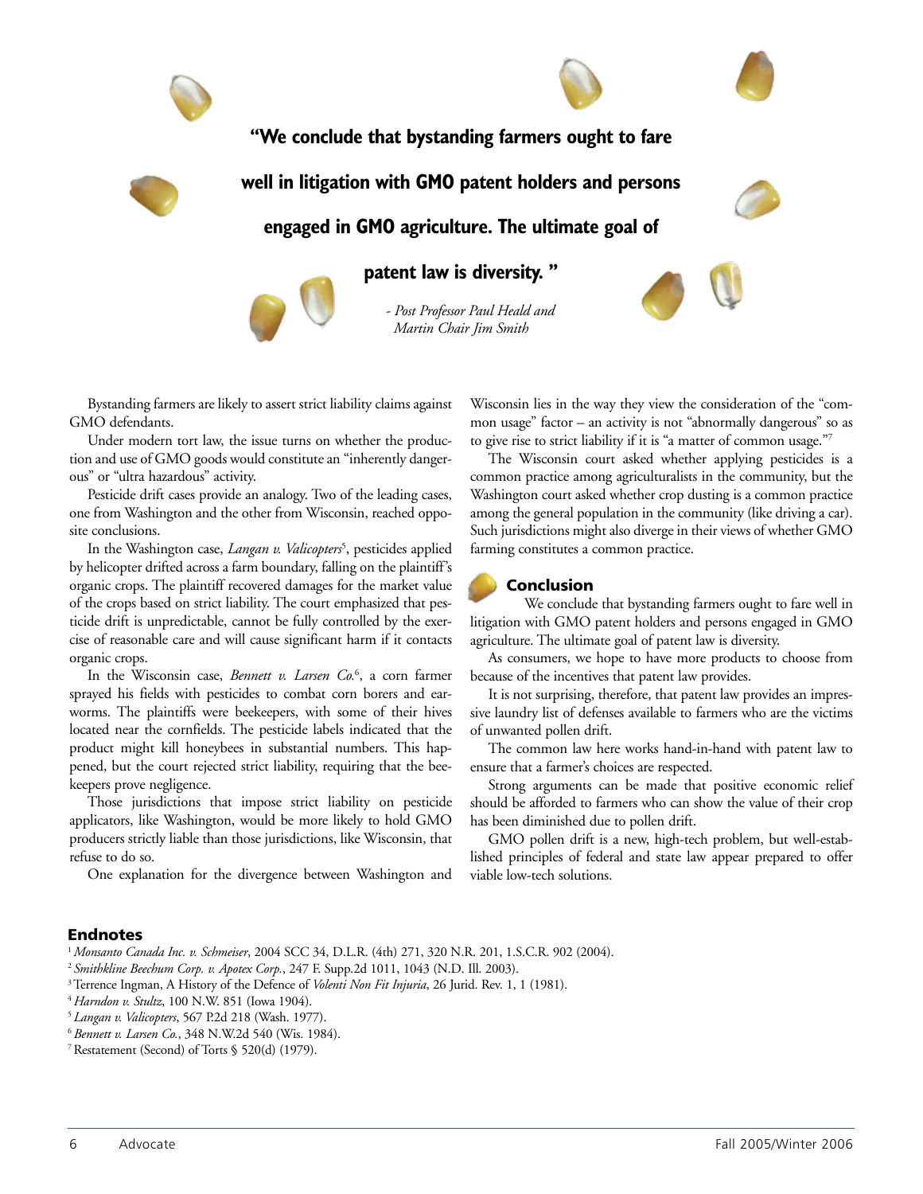> **"We conclude that bystanding farmers ought to fare well in litigation with GMO patent holders and persons engaged in GMO agriculture. The ultimate goal of patent law is diversity. "**
>
> *- Post Professor Paul Heald and Martin Chair Jim Smith*

Bystanding farmers are likely to assert strict liability claims against GMO defendants.

Under modern tort law, the issue turns on whether the production and use of GMO goods would constitute an "inherently dangerous" or "ultra hazardous" activity.

Pesticide drift cases provide an analogy. Two of the leading cases, one from Washington and the other from Wisconsin, reached opposite conclusions.

In the Washington case, *Langan v. Valicopters*[5], pesticides applied by helicopter drifted across a farm boundary, falling on the plaintiff's organic crops. The plaintiff recovered damages for the market value of the crops based on strict liability. The court emphasized that pesticide drift is unpredictable, cannot be fully controlled by the exercise of reasonable care and will cause significant harm if it contacts organic crops.

In the Wisconsin case, *Bennett v. Larsen Co.*[6], a corn farmer sprayed his fields with pesticides to combat corn borers and earworms. The plaintiffs were beekeepers, with some of their hives located near the cornfields. The pesticide labels indicated that the product might kill honeybees in substantial numbers. This happened, but the court rejected strict liability, requiring that the beekeepers prove negligence.

Those jurisdictions that impose strict liability on pesticide applicators, like Washington, would be more likely to hold GMO producers strictly liable than those jurisdictions, like Wisconsin, that refuse to do so.

One explanation for the divergence between Washington and Wisconsin lies in the way they view the consideration of the "common usage" factor – an activity is not "abnormally dangerous" so as to give rise to strict liability if it is "a matter of common usage."[7]

The Wisconsin court asked whether applying pesticides is a common practice among agriculturalists in the community, but the Washington court asked whether crop dusting is a common practice among the general population in the community (like driving a car). Such jurisdictions might also diverge in their views of whether GMO farming constitutes a common practice.

## Conclusion

We conclude that bystanding farmers ought to fare well in litigation with GMO patent holders and persons engaged in GMO agriculture. The ultimate goal of patent law is diversity.

As consumers, we hope to have more products to choose from because of the incentives that patent law provides.

It is not surprising, therefore, that patent law provides an impressive laundry list of defenses available to farmers who are the victims of unwanted pollen drift.

The common law here works hand-in-hand with patent law to ensure that a farmer's choices are respected.

Strong arguments can be made that positive economic relief should be afforded to farmers who can show the value of their crop has been diminished due to pollen drift.

GMO pollen drift is a new, high-tech problem, but well-established principles of federal and state law appear prepared to offer viable low-tech solutions.

## Endnotes

[1] *Monsanto Canada Inc. v. Schmeiser*, 2004 SCC 34, D.L.R. (4th) 271, 320 N.R. 201, 1.S.C.R. 902 (2004).

[2] *Smithkline Beechum Corp. v. Apotex Corp.*, 247 F. Supp.2d 1011, 1043 (N.D. Ill. 2003).

[3] Terrence Ingman, A History of the Defence of *Volenti Non Fit Injuria*, 26 Jurid. Rev. 1, 1 (1981).

[4] *Harndon v. Stultz*, 100 N.W. 851 (Iowa 1904).

[5] *Langan v. Valicopters*, 567 P.2d 218 (Wash. 1977).

[6] *Bennett v. Larsen Co.*, 348 N.W.2d 540 (Wis. 1984).

[7] Restatement (Second) of Torts § 520(d) (1979).